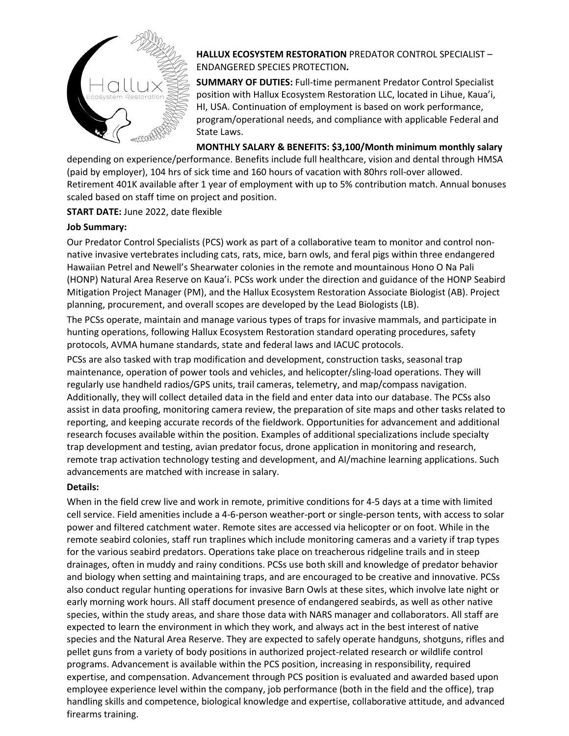**HALLUX ECOSYSTEM RESTORATION** PREDATOR CONTROL SPECIALIST – ENDANGERED SPECIES PROTECTION**.**

**SUMMARY OF DUTIES:** Full-time permanent Predator Control Specialist position with Hallux Ecosystem Restoration LLC, located in Lihue, Kaua'i, HI, USA. Continuation of employment is based on work performance, program/operational needs, and compliance with applicable Federal and State Laws.

**MONTHLY SALARY & BENEFITS: $3,100/Month minimum monthly salary** depending on experience/performance. Benefits include full healthcare, vision and dental through HMSA (paid by employer), 104 hrs of sick time and 160 hours of vacation with 80hrs roll-over allowed. Retirement 401K available after 1 year of employment with up to 5% contribution match. Annual bonuses scaled based on staff time on project and position.

**START DATE:** June 2022, date flexible

**Job Summary:**

Our Predator Control Specialists (PCS) work as part of a collaborative team to monitor and control non-native invasive vertebrates including cats, rats, mice, barn owls, and feral pigs within three endangered Hawaiian Petrel and Newell's Shearwater colonies in the remote and mountainous Hono O Na Pali (HONP) Natural Area Reserve on Kaua'i. PCSs work under the direction and guidance of the HONP Seabird Mitigation Project Manager (PM), and the Hallux Ecosystem Restoration Associate Biologist (AB). Project planning, procurement, and overall scopes are developed by the Lead Biologists (LB).

The PCSs operate, maintain and manage various types of traps for invasive mammals, and participate in hunting operations, following Hallux Ecosystem Restoration standard operating procedures, safety protocols, AVMA humane standards, state and federal laws and IACUC protocols.

PCSs are also tasked with trap modification and development, construction tasks, seasonal trap maintenance, operation of power tools and vehicles, and helicopter/sling-load operations. They will regularly use handheld radios/GPS units, trail cameras, telemetry, and map/compass navigation. Additionally, they will collect detailed data in the field and enter data into our database. The PCSs also assist in data proofing, monitoring camera review, the preparation of site maps and other tasks related to reporting, and keeping accurate records of the fieldwork. Opportunities for advancement and additional research focuses available within the position. Examples of additional specializations include specialty trap development and testing, avian predator focus, drone application in monitoring and research, remote trap activation technology testing and development, and AI/machine learning applications. Such advancements are matched with increase in salary.

**Details:**

When in the field crew live and work in remote, primitive conditions for 4-5 days at a time with limited cell service. Field amenities include a 4-6-person weather-port or single-person tents, with access to solar power and filtered catchment water. Remote sites are accessed via helicopter or on foot. While in the remote seabird colonies, staff run traplines which include monitoring cameras and a variety if trap types for the various seabird predators. Operations take place on treacherous ridgeline trails and in steep drainages, often in muddy and rainy conditions. PCSs use both skill and knowledge of predator behavior and biology when setting and maintaining traps, and are encouraged to be creative and innovative. PCSs also conduct regular hunting operations for invasive Barn Owls at these sites, which involve late night or early morning work hours. All staff document presence of endangered seabirds, as well as other native species, within the study areas, and share those data with NARS manager and collaborators. All staff are expected to learn the environment in which they work, and always act in the best interest of native species and the Natural Area Reserve. They are expected to safely operate handguns, shotguns, rifles and pellet guns from a variety of body positions in authorized project-related research or wildlife control programs. Advancement is available within the PCS position, increasing in responsibility, required expertise, and compensation. Advancement through PCS position is evaluated and awarded based upon employee experience level within the company, job performance (both in the field and the office), trap handling skills and competence, biological knowledge and expertise, collaborative attitude, and advanced firearms training.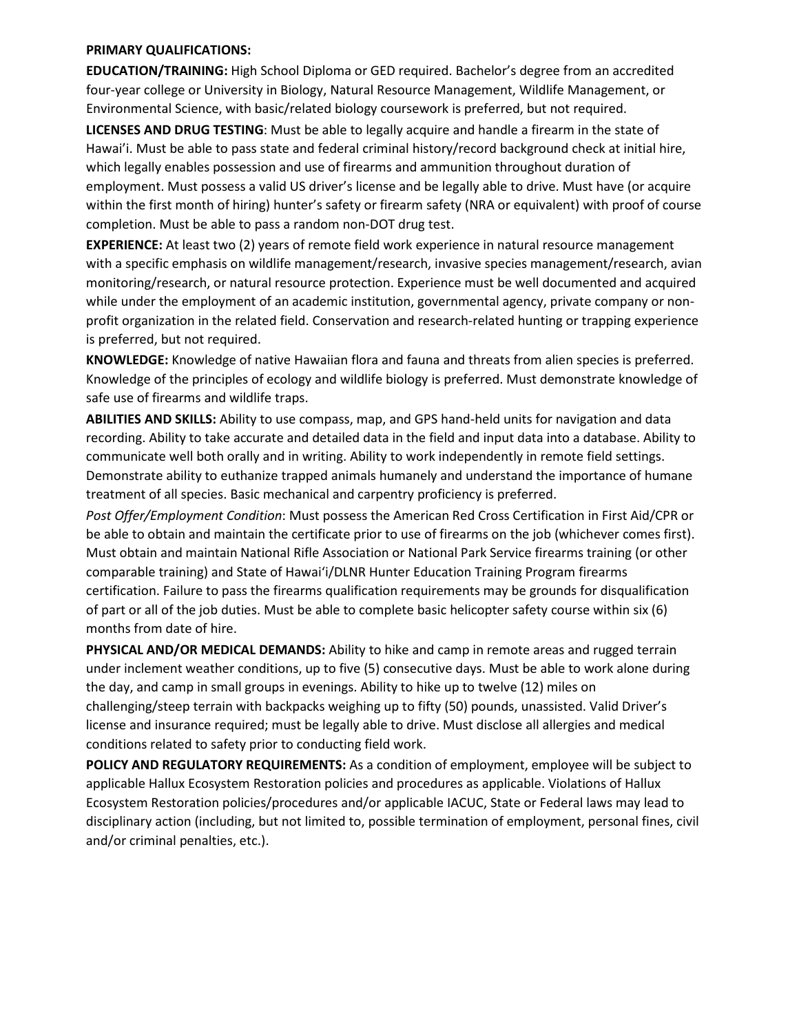**PRIMARY QUALIFICATIONS:**

**EDUCATION/TRAINING:** High School Diploma or GED required. Bachelor's degree from an accredited four-year college or University in Biology, Natural Resource Management, Wildlife Management, or Environmental Science, with basic/related biology coursework is preferred, but not required.

**LICENSES AND DRUG TESTING**: Must be able to legally acquire and handle a firearm in the state of Hawai'i. Must be able to pass state and federal criminal history/record background check at initial hire, which legally enables possession and use of firearms and ammunition throughout duration of employment. Must possess a valid US driver's license and be legally able to drive. Must have (or acquire within the first month of hiring) hunter's safety or firearm safety (NRA or equivalent) with proof of course completion. Must be able to pass a random non-DOT drug test.

**EXPERIENCE:** At least two (2) years of remote field work experience in natural resource management with a specific emphasis on wildlife management/research, invasive species management/research, avian monitoring/research, or natural resource protection. Experience must be well documented and acquired while under the employment of an academic institution, governmental agency, private company or non-profit organization in the related field. Conservation and research-related hunting or trapping experience is preferred, but not required.

**KNOWLEDGE:** Knowledge of native Hawaiian flora and fauna and threats from alien species is preferred. Knowledge of the principles of ecology and wildlife biology is preferred. Must demonstrate knowledge of safe use of firearms and wildlife traps.

**ABILITIES AND SKILLS:** Ability to use compass, map, and GPS hand-held units for navigation and data recording. Ability to take accurate and detailed data in the field and input data into a database. Ability to communicate well both orally and in writing. Ability to work independently in remote field settings. Demonstrate ability to euthanize trapped animals humanely and understand the importance of humane treatment of all species. Basic mechanical and carpentry proficiency is preferred.

*Post Offer/Employment Condition*: Must possess the American Red Cross Certification in First Aid/CPR or be able to obtain and maintain the certificate prior to use of firearms on the job (whichever comes first). Must obtain and maintain National Rifle Association or National Park Service firearms training (or other comparable training) and State of Hawai'i/DLNR Hunter Education Training Program firearms certification. Failure to pass the firearms qualification requirements may be grounds for disqualification of part or all of the job duties. Must be able to complete basic helicopter safety course within six (6) months from date of hire.

**PHYSICAL AND/OR MEDICAL DEMANDS:** Ability to hike and camp in remote areas and rugged terrain under inclement weather conditions, up to five (5) consecutive days. Must be able to work alone during the day, and camp in small groups in evenings. Ability to hike up to twelve (12) miles on challenging/steep terrain with backpacks weighing up to fifty (50) pounds, unassisted. Valid Driver's license and insurance required; must be legally able to drive. Must disclose all allergies and medical conditions related to safety prior to conducting field work.

**POLICY AND REGULATORY REQUIREMENTS:** As a condition of employment, employee will be subject to applicable Hallux Ecosystem Restoration policies and procedures as applicable. Violations of Hallux Ecosystem Restoration policies/procedures and/or applicable IACUC, State or Federal laws may lead to disciplinary action (including, but not limited to, possible termination of employment, personal fines, civil and/or criminal penalties, etc.).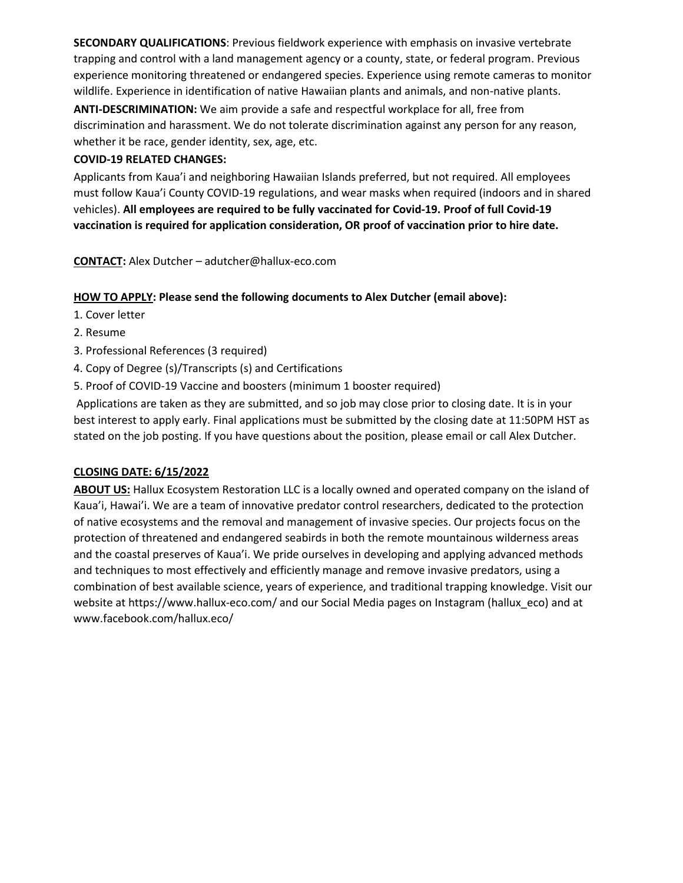**SECONDARY QUALIFICATIONS**: Previous fieldwork experience with emphasis on invasive vertebrate trapping and control with a land management agency or a county, state, or federal program. Previous experience monitoring threatened or endangered species. Experience using remote cameras to monitor wildlife. Experience in identification of native Hawaiian plants and animals, and non-native plants.

**ANTI-DESCRIMINATION:** We aim provide a safe and respectful workplace for all, free from discrimination and harassment. We do not tolerate discrimination against any person for any reason, whether it be race, gender identity, sex, age, etc.

**COVID-19 RELATED CHANGES:**

Applicants from Kaua'i and neighboring Hawaiian Islands preferred, but not required. All employees must follow Kaua'i County COVID-19 regulations, and wear masks when required (indoors and in shared vehicles). **All employees are required to be fully vaccinated for Covid-19. Proof of full Covid-19 vaccination is required for application consideration, OR proof of vaccination prior to hire date.**

**CONTACT:** Alex Dutcher – adutcher@hallux-eco.com

**HOW TO APPLY: Please send the following documents to Alex Dutcher (email above):**

1. Cover letter
2. Resume
3. Professional References (3 required)
4. Copy of Degree (s)/Transcripts (s) and Certifications
5. Proof of COVID-19 Vaccine and boosters (minimum 1 booster required)

Applications are taken as they are submitted, and so job may close prior to closing date. It is in your best interest to apply early. Final applications must be submitted by the closing date at 11:50PM HST as stated on the job posting. If you have questions about the position, please email or call Alex Dutcher.

**CLOSING DATE: 6/15/2022**

**ABOUT US:** Hallux Ecosystem Restoration LLC is a locally owned and operated company on the island of Kaua'i, Hawai'i. We are a team of innovative predator control researchers, dedicated to the protection of native ecosystems and the removal and management of invasive species. Our projects focus on the protection of threatened and endangered seabirds in both the remote mountainous wilderness areas and the coastal preserves of Kaua'i. We pride ourselves in developing and applying advanced methods and techniques to most effectively and efficiently manage and remove invasive predators, using a combination of best available science, years of experience, and traditional trapping knowledge. Visit our website at https://www.hallux-eco.com/ and our Social Media pages on Instagram (hallux_eco) and at www.facebook.com/hallux.eco/